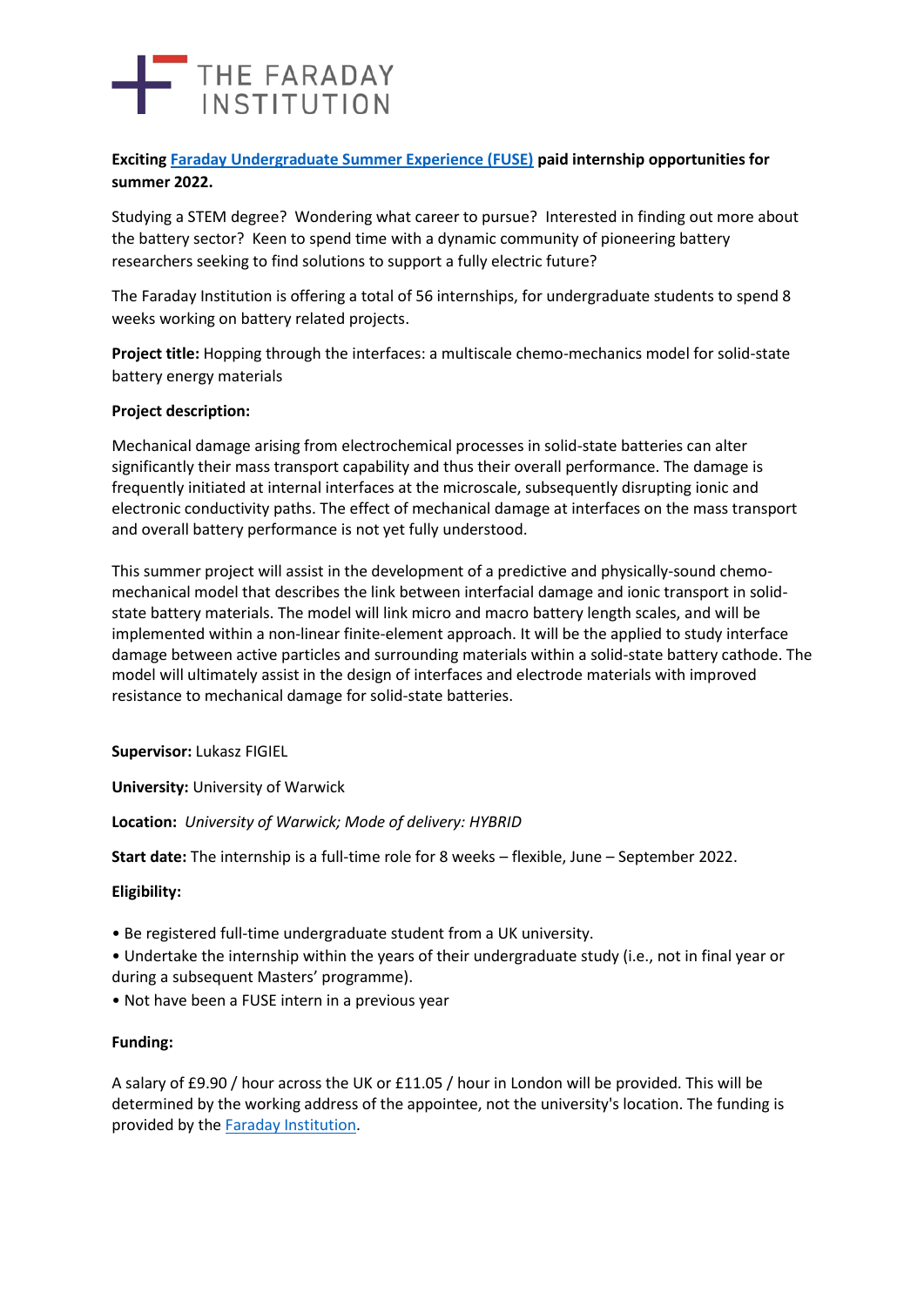THE FARADAY INSTITUTION

**Exciting [Faraday Undergraduate Summer Experience (FUSE)] paid internship opportunities for summer 2022.**

Studying a STEM degree? Wondering what career to pursue? Interested in finding out more about the battery sector? Keen to spend time with a dynamic community of pioneering battery researchers seeking to find solutions to support a fully electric future?

The Faraday Institution is offering a total of 56 internships, for undergraduate students to spend 8 weeks working on battery related projects.

**Project title:** Hopping through the interfaces: a multiscale chemo-mechanics model for solid-state battery energy materials

**Project description:**

Mechanical damage arising from electrochemical processes in solid-state batteries can alter significantly their mass transport capability and thus their overall performance. The damage is frequently initiated at internal interfaces at the microscale, subsequently disrupting ionic and electronic conductivity paths. The effect of mechanical damage at interfaces on the mass transport and overall battery performance is not yet fully understood.

This summer project will assist in the development of a predictive and physically-sound chemo-mechanical model that describes the link between interfacial damage and ionic transport in solid-state battery materials. The model will link micro and macro battery length scales, and will be implemented within a non-linear finite-element approach. It will be the applied to study interface damage between active particles and surrounding materials within a solid-state battery cathode. The model will ultimately assist in the design of interfaces and electrode materials with improved resistance to mechanical damage for solid-state batteries.

**Supervisor:** Lukasz FIGIEL

**University:** University of Warwick

**Location:** *University of Warwick; Mode of delivery: HYBRID*

**Start date:** The internship is a full-time role for 8 weeks – flexible, June – September 2022.

**Eligibility:**

• Be registered full-time undergraduate student from a UK university.
• Undertake the internship within the years of their undergraduate study (i.e., not in final year or during a subsequent Masters' programme).
• Not have been a FUSE intern in a previous year

**Funding:**

A salary of £9.90 / hour across the UK or £11.05 / hour in London will be provided. This will be determined by the working address of the appointee, not the university's location. The funding is provided by the [Faraday Institution].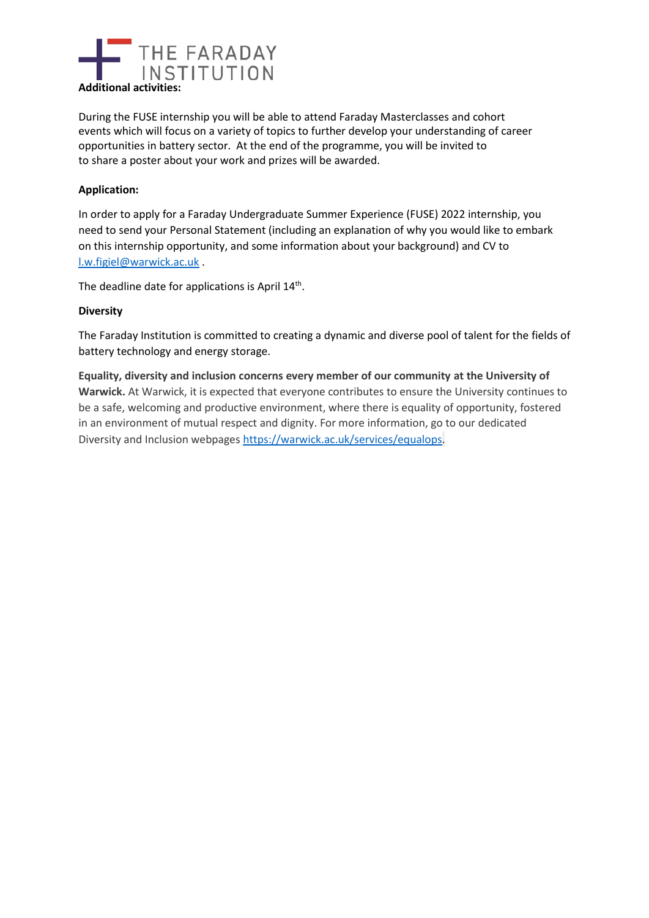**Additional activities:**

During the FUSE internship you will be able to attend Faraday Masterclasses and cohort events which will focus on a variety of topics to further develop your understanding of career opportunities in battery sector. At the end of the programme, you will be invited to to share a poster about your work and prizes will be awarded.

**Application:**

In order to apply for a Faraday Undergraduate Summer Experience (FUSE) 2022 internship, you need to send your Personal Statement (including an explanation of why you would like to embark on this internship opportunity, and some information about your background) and CV to l.w.figiel@warwick.ac.uk .

The deadline date for applications is April 14th.

**Diversity**

The Faraday Institution is committed to creating a dynamic and diverse pool of talent for the fields of battery technology and energy storage.

**Equality, diversity and inclusion concerns every member of our community at the University of Warwick.** At Warwick, it is expected that everyone contributes to ensure the University continues to be a safe, welcoming and productive environment, where there is equality of opportunity, fostered in an environment of mutual respect and dignity. For more information, go to our dedicated Diversity and Inclusion webpages https://warwick.ac.uk/services/equalops.